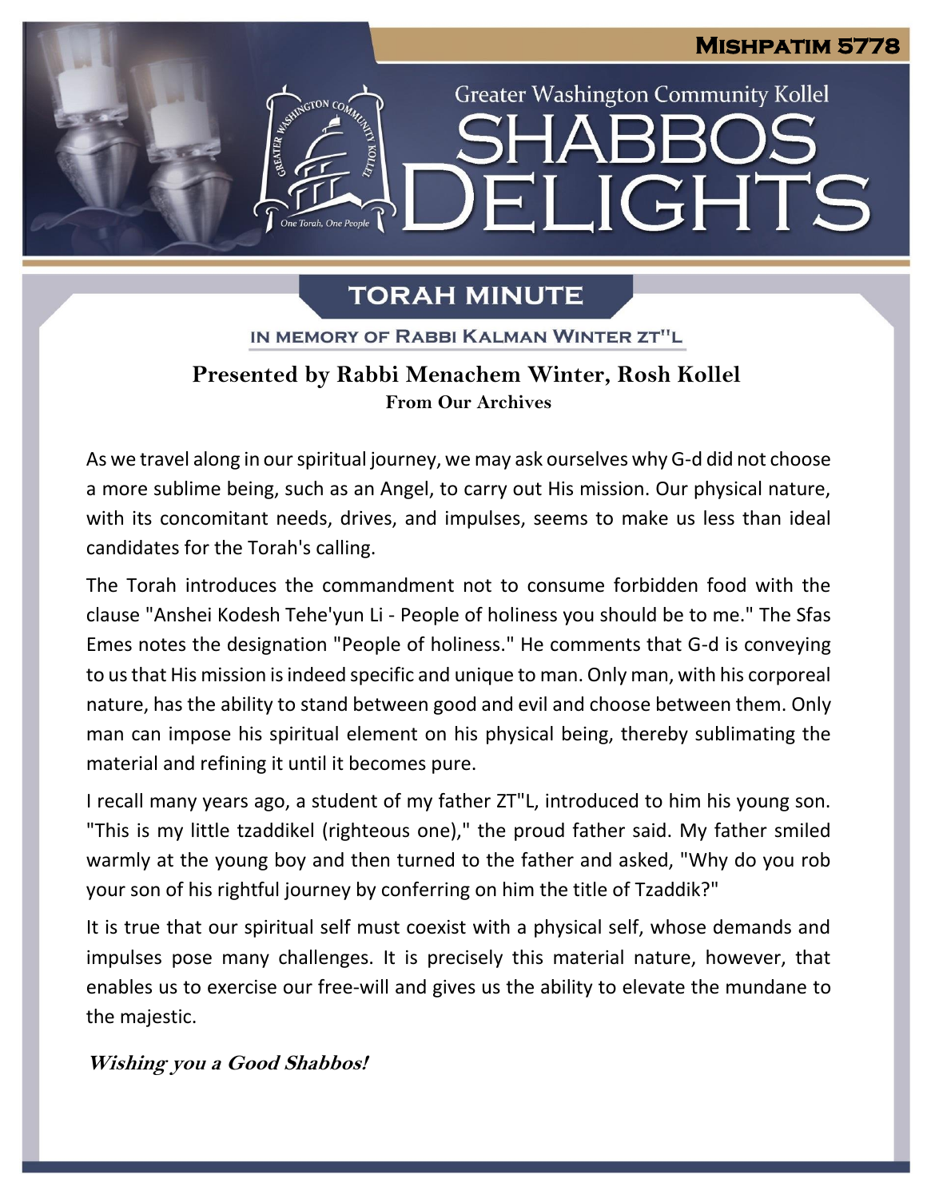MISHPATIM 5778

Greater Washington Community Kollel

# SHABBOS DELIGHTS

## TORAH MINUTE

IN MEMORY OF RABBI KALMAN WINTER ZT"L

**Presented by Rabbi Menachem Winter, Rosh Kollel**
**From Our Archives**

As we travel along in our spiritual journey, we may ask ourselves why G-d did not choose a more sublime being, such as an Angel, to carry out His mission. Our physical nature, with its concomitant needs, drives, and impulses, seems to make us less than ideal candidates for the Torah's calling.

The Torah introduces the commandment not to consume forbidden food with the clause "Anshei Kodesh Tehe'yun Li - People of holiness you should be to me." The Sfas Emes notes the designation "People of holiness." He comments that G-d is conveying to us that His mission is indeed specific and unique to man. Only man, with his corporeal nature, has the ability to stand between good and evil and choose between them. Only man can impose his spiritual element on his physical being, thereby sublimating the material and refining it until it becomes pure.

I recall many years ago, a student of my father ZT"L, introduced to him his young son. "This is my little tzaddikel (righteous one)," the proud father said. My father smiled warmly at the young boy and then turned to the father and asked, "Why do you rob your son of his rightful journey by conferring on him the title of Tzaddik?"

It is true that our spiritual self must coexist with a physical self, whose demands and impulses pose many challenges. It is precisely this material nature, however, that enables us to exercise our free-will and gives us the ability to elevate the mundane to the majestic.

***Wishing you a Good Shabbos!***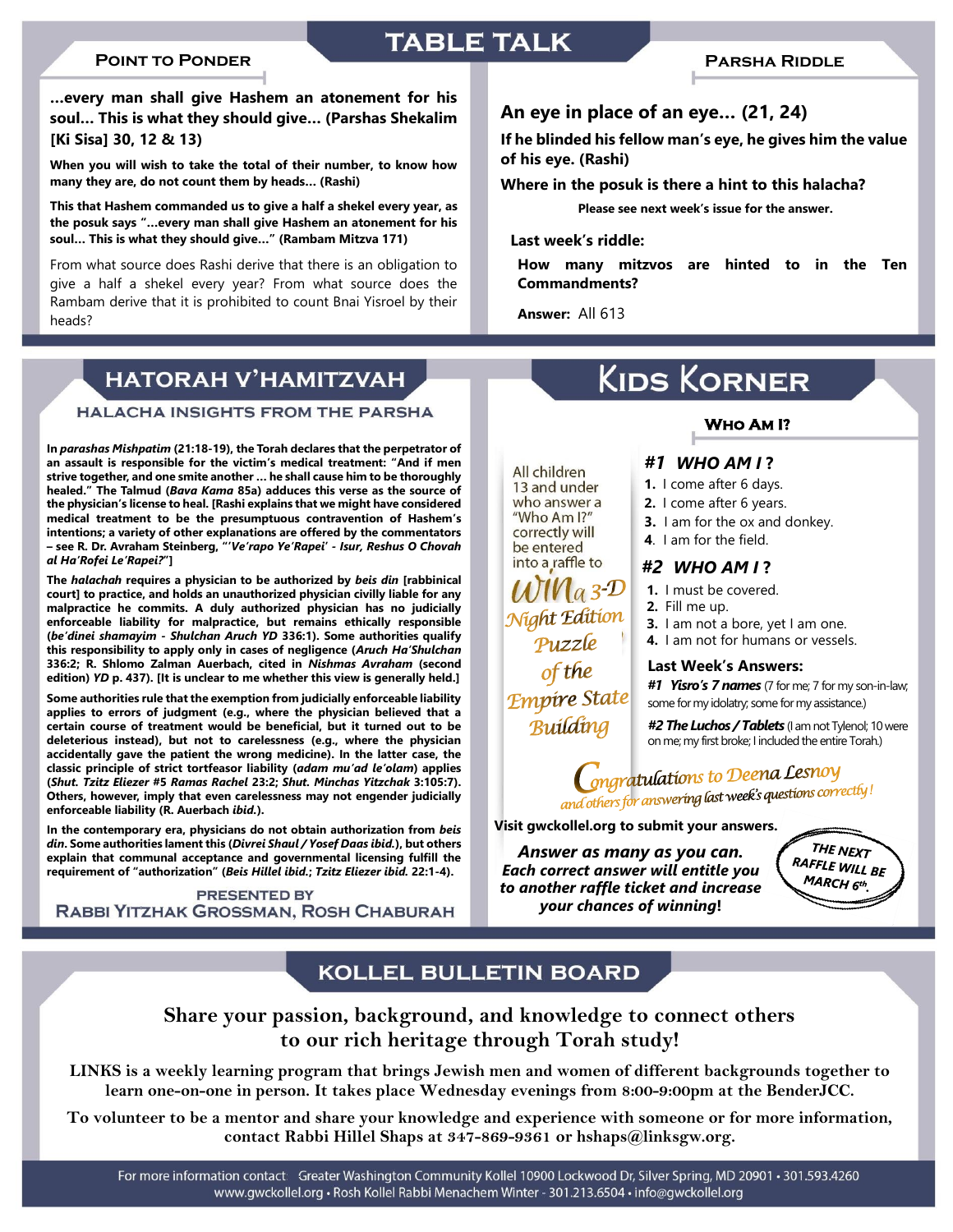# TABLE TALK

## Point to Ponder

**...every man shall give Hashem an atonement for his soul... This is what they should give... (Parshas Shekalim [Ki Sisa] 30, 12 & 13)**

**When you will wish to take the total of their number, to know how many they are, do not count them by heads... (Rashi)**

**This that Hashem commanded us to give a half a shekel every year, as the posuk says "...every man shall give Hashem an atonement for his soul... This is what they should give..." (Rambam Mitzva 171)**

From what source does Rashi derive that there is an obligation to give a half a shekel every year? From what source does the Rambam derive that it is prohibited to count Bnai Yisroel by their heads?

## Parsha Riddle

**An eye in place of an eye... (21, 24)**

**If he blinded his fellow man's eye, he gives him the value of his eye. (Rashi)**

**Where in the posuk is there a hint to this halacha?**

**Please see next week's issue for the answer.**

**Last week's riddle:**

**How many mitzvos are hinted to in the Ten Commandments?**

**Answer:** All 613

# HATORAH V'HAMITZVAH

## HALACHA INSIGHTS FROM THE PARSHA

**In *parashas Mishpatim* (21:18-19), the Torah declares that the perpetrator of an assault is responsible for the victim's medical treatment: "And if men strive together, and one smite another ... he shall cause him to be thoroughly healed." The Talmud (*Bava Kama* 85a) adduces this verse as the source of the physician's license to heal. [Rashi explains that we might have considered medical treatment to be the presumptuous contravention of Hashem's intentions; a variety of other explanations are offered by the commentators – see R. Dr. Avraham Steinberg, "*'Ve'rapo Ye'Rapei' - Isur, Reshus O Chovah al Ha'Rofei Le'Rapei?*"]**

**The *halachah* requires a physician to be authorized by *beis din* [rabbinical court] to practice, and holds an unauthorized physician civilly liable for any malpractice he commits. A duly authorized physician has no judicially enforceable liability for malpractice, but remains ethically responsible (*be'dinei shamayim - Shulchan Aruch YD* 336:1). Some authorities qualify this responsibility to apply only in cases of negligence (*Aruch Ha'Shulchan* 336:2; R. Shlomo Zalman Auerbach, cited in *Nishmas Avraham* (second edition) *YD* p. 437). [It is unclear to me whether this view is generally held.]**

**Some authorities rule that the exemption from judicially enforceable liability applies to errors of judgment (e.g., where the physician believed that a certain course of treatment would be beneficial, but it turned out to be deleterious instead), but not to carelessness (e.g., where the physician accidentally gave the patient the wrong medicine). In the latter case, the classic principle of strict tortfeasor liability (*adam mu'ad le'olam*) applies (*Shut. Tzitz Eliezer* #5 *Ramas Rachel* 23:2; *Shut. Minchas Yitzchak* 3:105:7). Others, however, imply that even carelessness may not engender judicially enforceable liability (R. Auerbach *ibid.*).**

**In the contemporary era, physicians do not obtain authorization from *beis din*. Some authorities lament this (*Divrei Shaul / Yosef Daas ibid.*), but others explain that communal acceptance and governmental licensing fulfill the requirement of "authorization" (*Beis Hillel ibid.*; *Tzitz Eliezer ibid.* 22:1-4).**

PRESENTED BY
RABBI YITZHAK GROSSMAN, ROSH CHABURAH

# KIDS KORNER

## Who Am I?

All children 13 and under who answer a "Who Am I?" correctly will be entered into a raffle to

*Win a 3-D Night Edition Puzzle of the Empire State Building*

### #1 WHO AM I ?

1. I come after 6 days.
2. I come after 6 years.
3. I am for the ox and donkey.
4. I am for the field.

### #2 WHO AM I ?

1. I must be covered.
2. Fill me up.
3. I am not a bore, yet I am one.
4. I am not for humans or vessels.

**Last Week's Answers:**

***#1 Yisro's 7 names*** (7 for me; 7 for my son-in-law; some for my idolatry; some for my assistance.)

***#2 The Luchos / Tablets*** (I am not Tylenol; 10 were on me; my first broke; I included the entire Torah.)

*Congratulations to Deena Lesnoy and others for answering last week's questions correctly!*

**Visit gwckollel.org to submit your answers.**

***Answer as many as you can. Each correct answer will entitle you to another raffle ticket and increase your chances of winning!***

***THE NEXT RAFFLE WILL BE MARCH 6th.***

# KOLLEL BULLETIN BOARD

**Share your passion, background, and knowledge to connect others to our rich heritage through Torah study!**

**LINKS is a weekly learning program that brings Jewish men and women of different backgrounds together to learn one-on-one in person. It takes place Wednesday evenings from 8:00-9:00pm at the BenderJCC.**

**To volunteer to be a mentor and share your knowledge and experience with someone or for more information, contact Rabbi Hillel Shaps at 347-869-9361 or hshaps@linksgw.org.**

For more information contact: Greater Washington Community Kollel 10900 Lockwood Dr, Silver Spring, MD 20901 • 301.593.4260
www.gwckollel.org • Rosh Kollel Rabbi Menachem Winter - 301.213.6504 • info@gwckollel.org